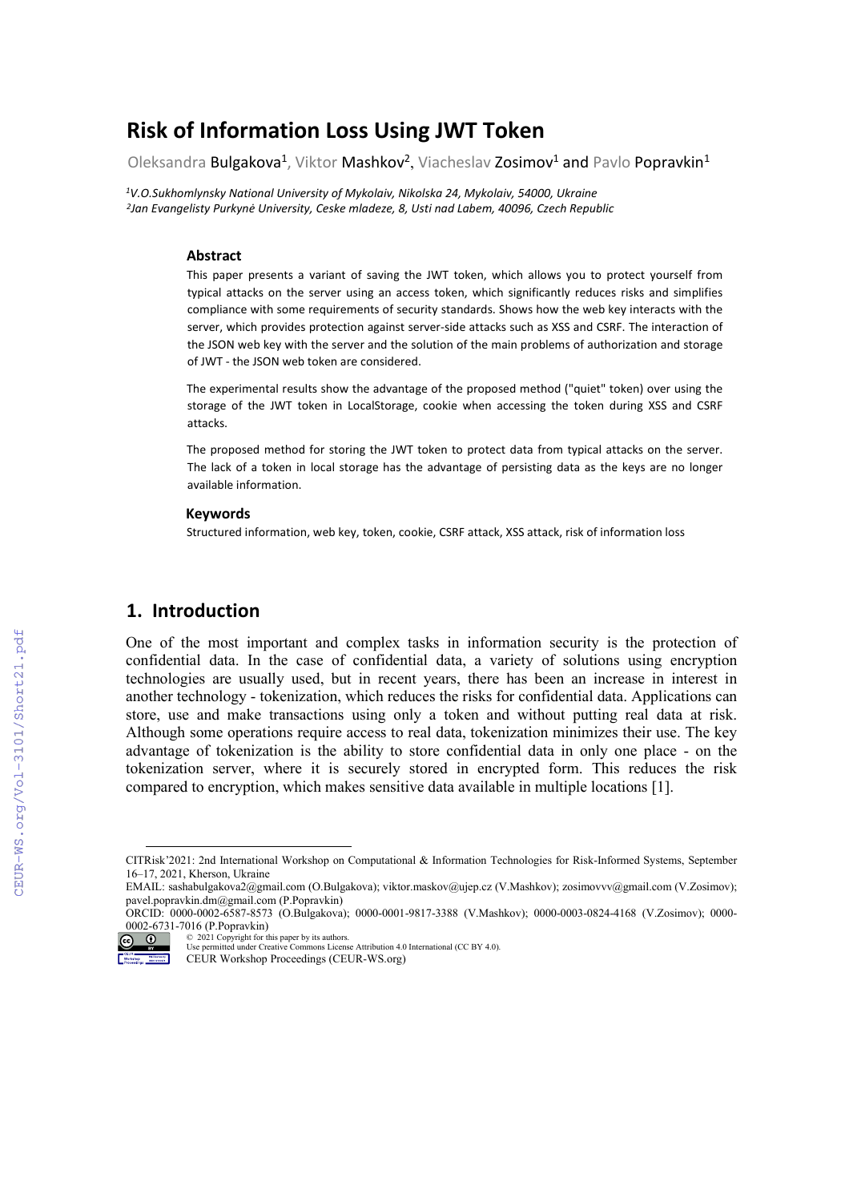# Risk of Information Loss Using JWT Token

Oleksandra Bulgakova[1], Viktor Mashkov[2], Viacheslav Zosimov[1] and Pavlo Popravkin[1]

*[1]V.O.Sukhomlynsky National University of Mykolaiv, Nikolska 24, Mykolaiv, 54000, Ukraine*
*[2]Jan Evangelisty Purkynė University, Ceske mladeze, 8, Usti nad Labem, 40096, Czech Republic*

### Abstract

This paper presents a variant of saving the JWT token, which allows you to protect yourself from typical attacks on the server using an access token, which significantly reduces risks and simplifies compliance with some requirements of security standards. Shows how the web key interacts with the server, which provides protection against server-side attacks such as XSS and CSRF. The interaction of the JSON web key with the server and the solution of the main problems of authorization and storage of JWT - the JSON web token are considered.

The experimental results show the advantage of the proposed method ("quiet" token) over using the storage of the JWT token in LocalStorage, cookie when accessing the token during XSS and CSRF attacks.

The proposed method for storing the JWT token to protect data from typical attacks on the server. The lack of a token in local storage has the advantage of persisting data as the keys are no longer available information.

### Keywords

Structured information, web key, token, cookie, CSRF attack, XSS attack, risk of information loss

## 1. Introduction

One of the most important and complex tasks in information security is the protection of confidential data. In the case of confidential data, a variety of solutions using encryption technologies are usually used, but in recent years, there has been an increase in interest in another technology - tokenization, which reduces the risks for confidential data. Applications can store, use and make transactions using only a token and without putting real data at risk. Although some operations require access to real data, tokenization minimizes their use. The key advantage of tokenization is the ability to store confidential data in only one place - on the tokenization server, where it is securely stored in encrypted form. This reduces the risk compared to encryption, which makes sensitive data available in multiple locations [1].

CITRisk'2021: 2nd International Workshop on Computational & Information Technologies for Risk-Informed Systems, September 16–17, 2021, Kherson, Ukraine
EMAIL: sashabulgakova2@gmail.com (O.Bulgakova); viktor.maskov@ujep.cz (V.Mashkov); zosimovvv@gmail.com (V.Zosimov); pavel.popravkin.dm@gmail.com (P.Popravkin)
ORCID: 0000-0002-6587-8573 (O.Bulgakova); 0000-0001-9817-3388 (V.Mashkov); 0000-0003-0824-4168 (V.Zosimov); 0000-0002-6731-7016 (P.Popravkin)
© 2021 Copyright for this paper by its authors.
Use permitted under Creative Commons License Attribution 4.0 International (CC BY 4.0).
CEUR Workshop Proceedings (CEUR-WS.org)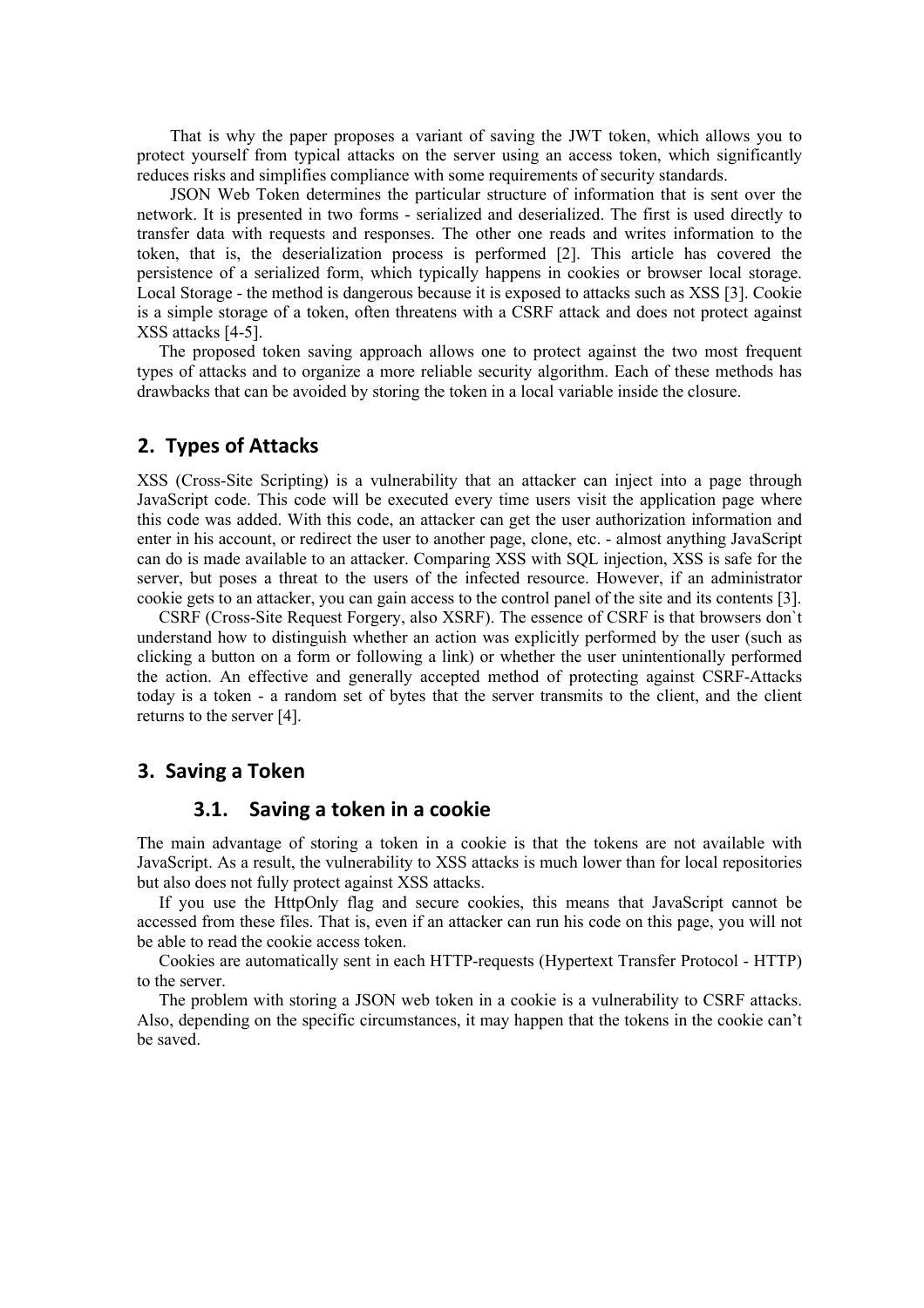That is why the paper proposes a variant of saving the JWT token, which allows you to protect yourself from typical attacks on the server using an access token, which significantly reduces risks and simplifies compliance with some requirements of security standards.

JSON Web Token determines the particular structure of information that is sent over the network. It is presented in two forms - serialized and deserialized. The first is used directly to transfer data with requests and responses. The other one reads and writes information to the token, that is, the deserialization process is performed [2]. This article has covered the persistence of a serialized form, which typically happens in cookies or browser local storage. Local Storage - the method is dangerous because it is exposed to attacks such as XSS [3]. Cookie is a simple storage of a token, often threatens with a CSRF attack and does not protect against XSS attacks [4-5].

The proposed token saving approach allows one to protect against the two most frequent types of attacks and to organize a more reliable security algorithm. Each of these methods has drawbacks that can be avoided by storing the token in a local variable inside the closure.

## 2. Types of Attacks

XSS (Cross-Site Scripting) is a vulnerability that an attacker can inject into a page through JavaScript code. This code will be executed every time users visit the application page where this code was added. With this code, an attacker can get the user authorization information and enter in his account, or redirect the user to another page, clone, etc. - almost anything JavaScript can do is made available to an attacker. Comparing XSS with SQL injection, XSS is safe for the server, but poses a threat to the users of the infected resource. However, if an administrator cookie gets to an attacker, you can gain access to the control panel of the site and its contents [3].

CSRF (Cross-Site Request Forgery, also XSRF). The essence of CSRF is that browsers don`t understand how to distinguish whether an action was explicitly performed by the user (such as clicking a button on a form or following a link) or whether the user unintentionally performed the action. An effective and generally accepted method of protecting against CSRF-Attacks today is a token - a random set of bytes that the server transmits to the client, and the client returns to the server [4].

## 3. Saving a Token

### 3.1. Saving a token in a cookie

The main advantage of storing a token in a cookie is that the tokens are not available with JavaScript. As a result, the vulnerability to XSS attacks is much lower than for local repositories but also does not fully protect against XSS attacks.

If you use the HttpOnly flag and secure cookies, this means that JavaScript cannot be accessed from these files. That is, even if an attacker can run his code on this page, you will not be able to read the cookie access token.

Cookies are automatically sent in each HTTP-requests (Hypertext Transfer Protocol - HTTP) to the server.

The problem with storing a JSON web token in a cookie is a vulnerability to CSRF attacks. Also, depending on the specific circumstances, it may happen that the tokens in the cookie can't be saved.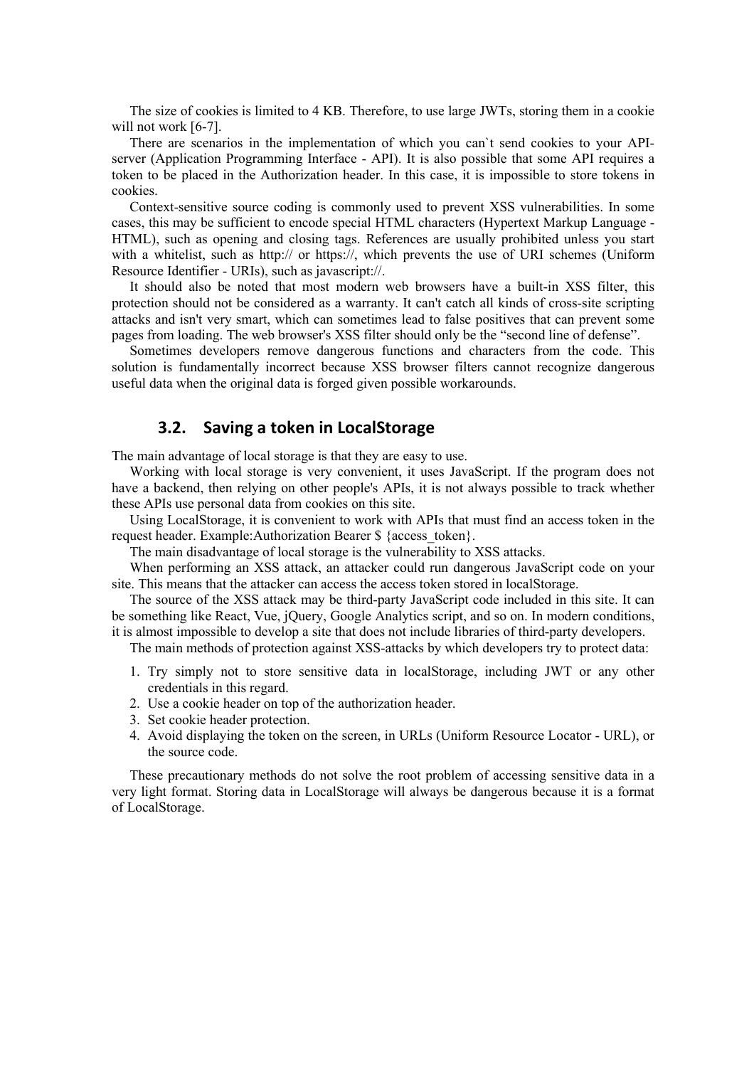The size of cookies is limited to 4 KB. Therefore, to use large JWTs, storing them in a cookie will not work [6-7].

There are scenarios in the implementation of which you can`t send cookies to your API-server (Application Programming Interface - API). It is also possible that some API requires a token to be placed in the Authorization header. In this case, it is impossible to store tokens in cookies.

Context-sensitive source coding is commonly used to prevent XSS vulnerabilities. In some cases, this may be sufficient to encode special HTML characters (Hypertext Markup Language - HTML), such as opening and closing tags. References are usually prohibited unless you start with a whitelist, such as http:// or https://, which prevents the use of URI schemes (Uniform Resource Identifier - URIs), such as javascript://.

It should also be noted that most modern web browsers have a built-in XSS filter, this protection should not be considered as a warranty. It can't catch all kinds of cross-site scripting attacks and isn't very smart, which can sometimes lead to false positives that can prevent some pages from loading. The web browser's XSS filter should only be the "second line of defense".

Sometimes developers remove dangerous functions and characters from the code. This solution is fundamentally incorrect because XSS browser filters cannot recognize dangerous useful data when the original data is forged given possible workarounds.

## 3.2. Saving a token in LocalStorage

The main advantage of local storage is that they are easy to use.

Working with local storage is very convenient, it uses JavaScript. If the program does not have a backend, then relying on other people's APIs, it is not always possible to track whether these APIs use personal data from cookies on this site.

Using LocalStorage, it is convenient to work with APIs that must find an access token in the request header. Example:Authorization Bearer $ {access_token}.

The main disadvantage of local storage is the vulnerability to XSS attacks.

When performing an XSS attack, an attacker could run dangerous JavaScript code on your site. This means that the attacker can access the access token stored in localStorage.

The source of the XSS attack may be third-party JavaScript code included in this site. It can be something like React, Vue, jQuery, Google Analytics script, and so on. In modern conditions, it is almost impossible to develop a site that does not include libraries of third-party developers.

The main methods of protection against XSS-attacks by which developers try to protect data:

1. Try simply not to store sensitive data in localStorage, including JWT or any other credentials in this regard.
2. Use a cookie header on top of the authorization header.
3. Set cookie header protection.
4. Avoid displaying the token on the screen, in URLs (Uniform Resource Locator - URL), or the source code.

These precautionary methods do not solve the root problem of accessing sensitive data in a very light format. Storing data in LocalStorage will always be dangerous because it is a format of LocalStorage.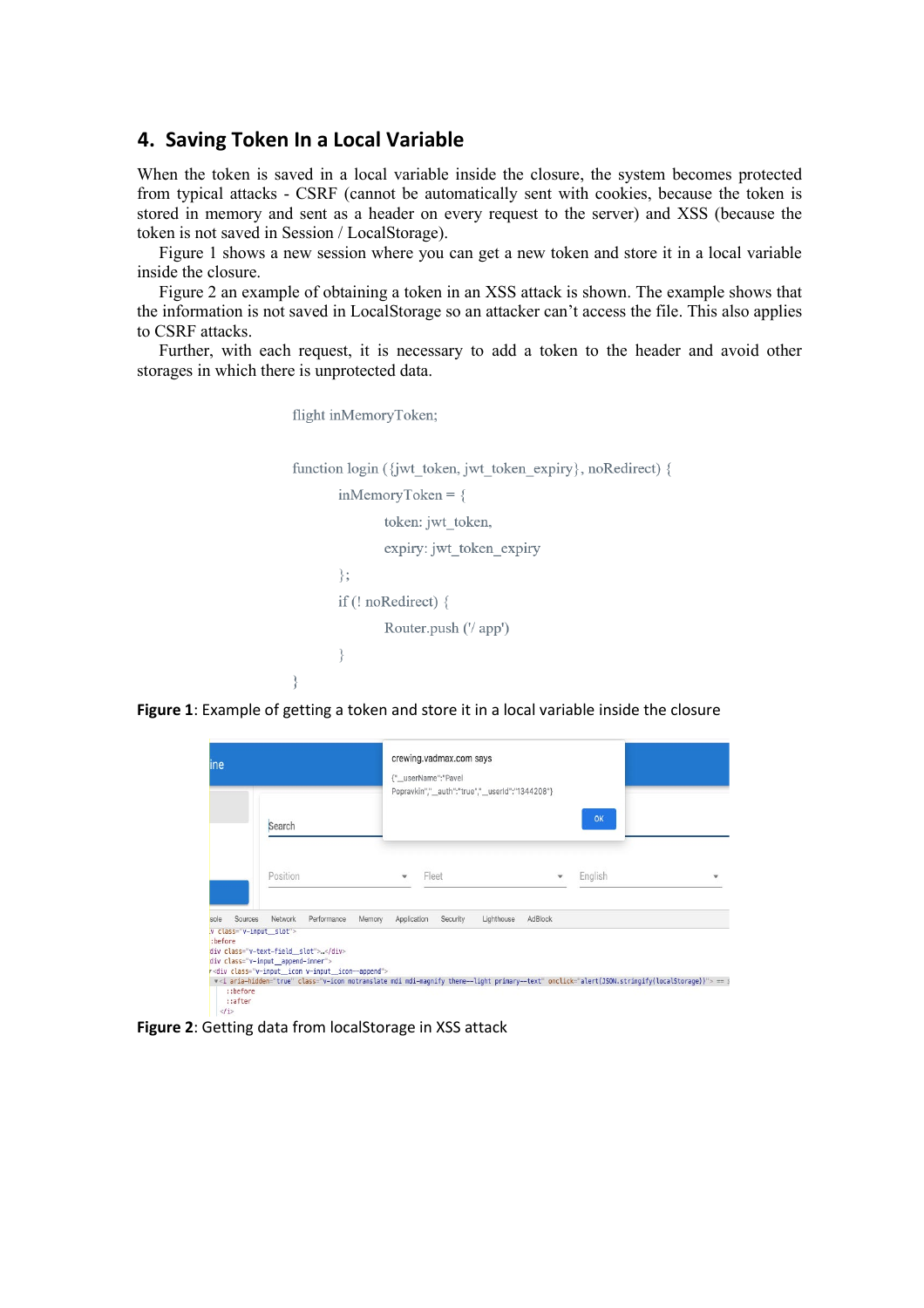## 4. Saving Token In a Local Variable

When the token is saved in a local variable inside the closure, the system becomes protected from typical attacks - CSRF (cannot be automatically sent with cookies, because the token is stored in memory and sent as a header on every request to the server) and XSS (because the token is not saved in Session / LocalStorage).

Figure 1 shows a new session where you can get a new token and store it in a local variable inside the closure.

Figure 2 an example of obtaining a token in an XSS attack is shown. The example shows that the information is not saved in LocalStorage so an attacker can't access the file. This also applies to CSRF attacks.

Further, with each request, it is necessary to add a token to the header and avoid other storages in which there is unprotected data.

```
flight inMemoryToken;

function login ({jwt_token, jwt_token_expiry}, noRedirect) {
    inMemoryToken = {
        token: jwt_token,
        expiry: jwt_token_expiry
    };
    if (! noRedirect) {
        Router.push ('/ app')
    }
}
```

**Figure 1**: Example of getting a token and store it in a local variable inside the closure

**Figure 2**: Getting data from localStorage in XSS attack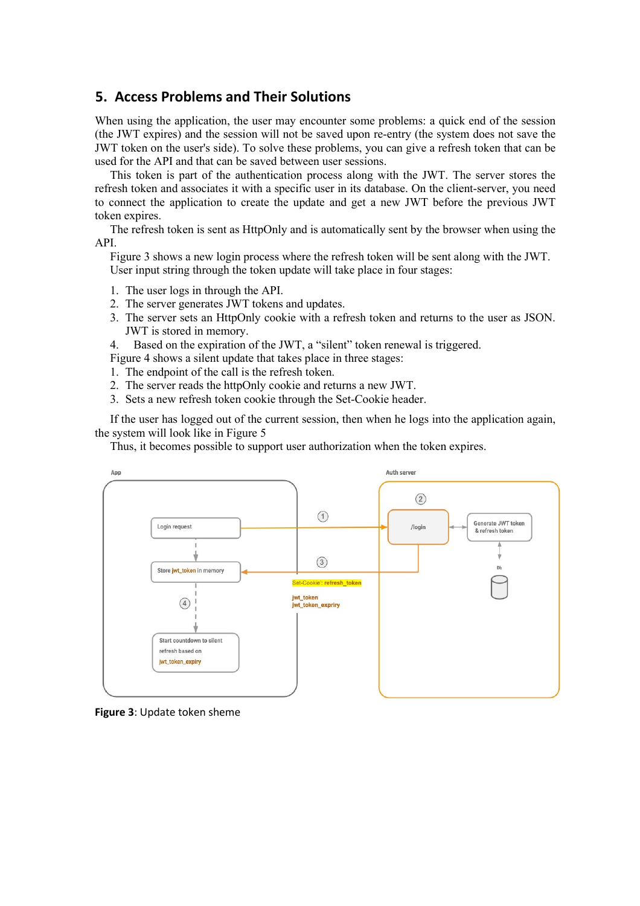## 5. Access Problems and Their Solutions

When using the application, the user may encounter some problems: a quick end of the session (the JWT expires) and the session will not be saved upon re-entry (the system does not save the JWT token on the user's side). To solve these problems, you can give a refresh token that can be used for the API and that can be saved between user sessions.

This token is part of the authentication process along with the JWT. The server stores the refresh token and associates it with a specific user in its database. On the client-server, you need to connect the application to create the update and get a new JWT before the previous JWT token expires.

The refresh token is sent as HttpOnly and is automatically sent by the browser when using the API.

Figure 3 shows a new login process where the refresh token will be sent along with the JWT.

User input string through the token update will take place in four stages:

1. The user logs in through the API.
2. The server generates JWT tokens and updates.
3. The server sets an HttpOnly cookie with a refresh token and returns to the user as JSON. JWT is stored in memory.
4. Based on the expiration of the JWT, a "silent" token renewal is triggered.

Figure 4 shows a silent update that takes place in three stages:

1. The endpoint of the call is the refresh token.
2. The server reads the httpOnly cookie and returns a new JWT.
3. Sets a new refresh token cookie through the Set-Cookie header.

If the user has logged out of the current session, then when he logs into the application again, the system will look like in Figure 5

Thus, it becomes possible to support user authorization when the token expires.

**Figure 3**: Update token sheme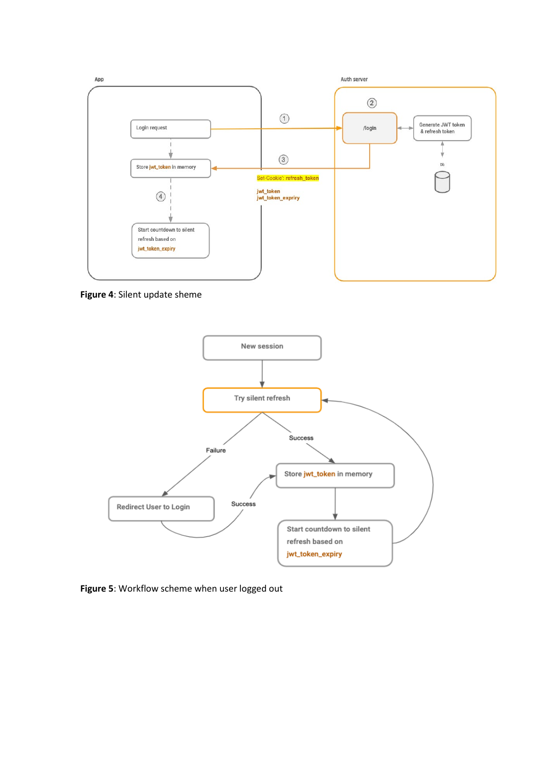**Figure 4**: Silent update sheme

**Figure 5**: Workflow scheme when user logged out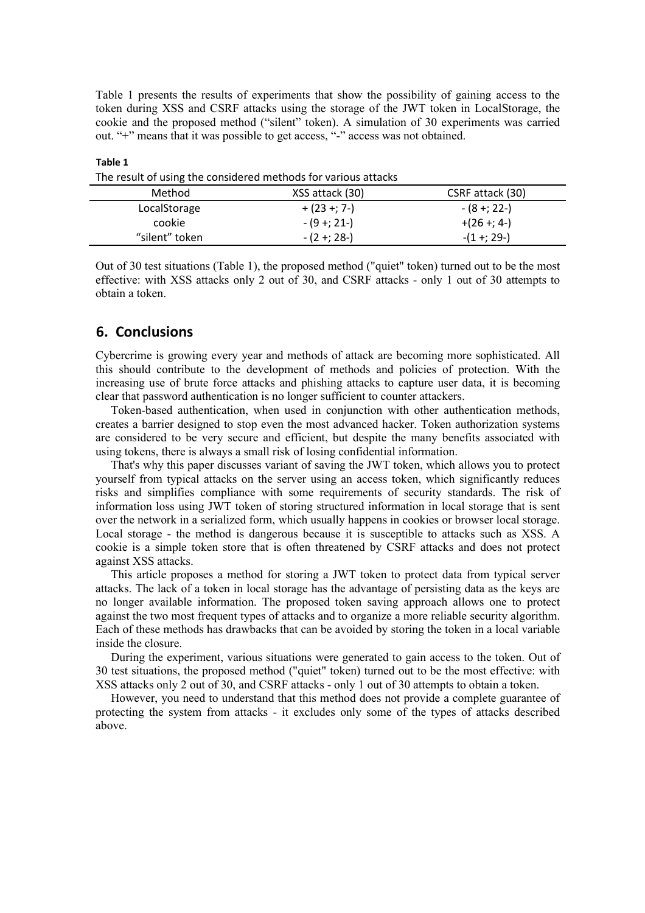Table 1 presents the results of experiments that show the possibility of gaining access to the token during XSS and CSRF attacks using the storage of the JWT token in LocalStorage, the cookie and the proposed method ("silent" token). A simulation of 30 experiments was carried out. "+" means that it was possible to get access, "-" access was not obtained.

**Table 1**

The result of using the considered methods for various attacks

| Method | XSS attack (30) | CSRF attack (30) |
|---|---|---|
| LocalStorage | + (23 +; 7-) | - (8 +; 22-) |
| cookie | - (9 +; 21-) | +(26 +; 4-) |
| "silent" token | - (2 +; 28-) | -(1 +; 29-) |

Out of 30 test situations (Table 1), the proposed method ("quiet" token) turned out to be the most effective: with XSS attacks only 2 out of 30, and CSRF attacks - only 1 out of 30 attempts to obtain a token.

## 6. Conclusions

Cybercrime is growing every year and methods of attack are becoming more sophisticated. All this should contribute to the development of methods and policies of protection. With the increasing use of brute force attacks and phishing attacks to capture user data, it is becoming clear that password authentication is no longer sufficient to counter attackers.

Token-based authentication, when used in conjunction with other authentication methods, creates a barrier designed to stop even the most advanced hacker. Token authorization systems are considered to be very secure and efficient, but despite the many benefits associated with using tokens, there is always a small risk of losing confidential information.

That's why this paper discusses variant of saving the JWT token, which allows you to protect yourself from typical attacks on the server using an access token, which significantly reduces risks and simplifies compliance with some requirements of security standards. The risk of information loss using JWT token of storing structured information in local storage that is sent over the network in a serialized form, which usually happens in cookies or browser local storage. Local storage - the method is dangerous because it is susceptible to attacks such as XSS. A cookie is a simple token store that is often threatened by CSRF attacks and does not protect against XSS attacks.

This article proposes a method for storing a JWT token to protect data from typical server attacks. The lack of a token in local storage has the advantage of persisting data as the keys are no longer available information. The proposed token saving approach allows one to protect against the two most frequent types of attacks and to organize a more reliable security algorithm. Each of these methods has drawbacks that can be avoided by storing the token in a local variable inside the closure.

During the experiment, various situations were generated to gain access to the token. Out of 30 test situations, the proposed method ("quiet" token) turned out to be the most effective: with XSS attacks only 2 out of 30, and CSRF attacks - only 1 out of 30 attempts to obtain a token.

However, you need to understand that this method does not provide a complete guarantee of protecting the system from attacks - it excludes only some of the types of attacks described above.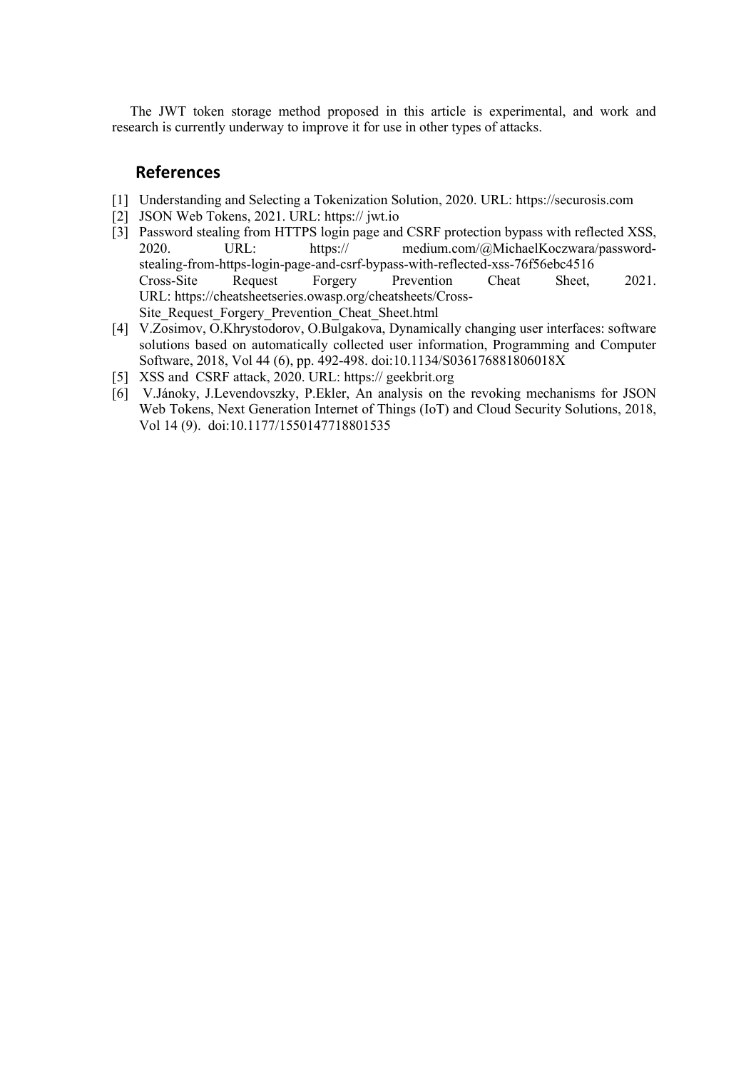The JWT token storage method proposed in this article is experimental, and work and research is currently underway to improve it for use in other types of attacks.

## References

[1] Understanding and Selecting a Tokenization Solution, 2020. URL: https://securosis.com

[2] JSON Web Tokens, 2021. URL: https:// jwt.io

[3] Password stealing from HTTPS login page and CSRF protection bypass with reflected XSS, 2020. URL: https:// medium.com/@MichaelKoczwara/password-stealing-from-https-login-page-and-csrf-bypass-with-reflected-xss-76f56ebc4516 Cross-Site Request Forgery Prevention Cheat Sheet, 2021. URL: https://cheatsheetseries.owasp.org/cheatsheets/Cross-Site_Request_Forgery_Prevention_Cheat_Sheet.html

[4] V.Zosimov, O.Khrystodorov, O.Bulgakova, Dynamically changing user interfaces: software solutions based on automatically collected user information, Programming and Computer Software, 2018, Vol 44 (6), pp. 492-498. doi:10.1134/S036176881806018X

[5] XSS and CSRF attack, 2020. URL: https:// geekbrit.org

[6] V.Jánoky, J.Levendovszky, P.Ekler, An analysis on the revoking mechanisms for JSON Web Tokens, Next Generation Internet of Things (IoT) and Cloud Security Solutions, 2018, Vol 14 (9). doi:10.1177/1550147718801535